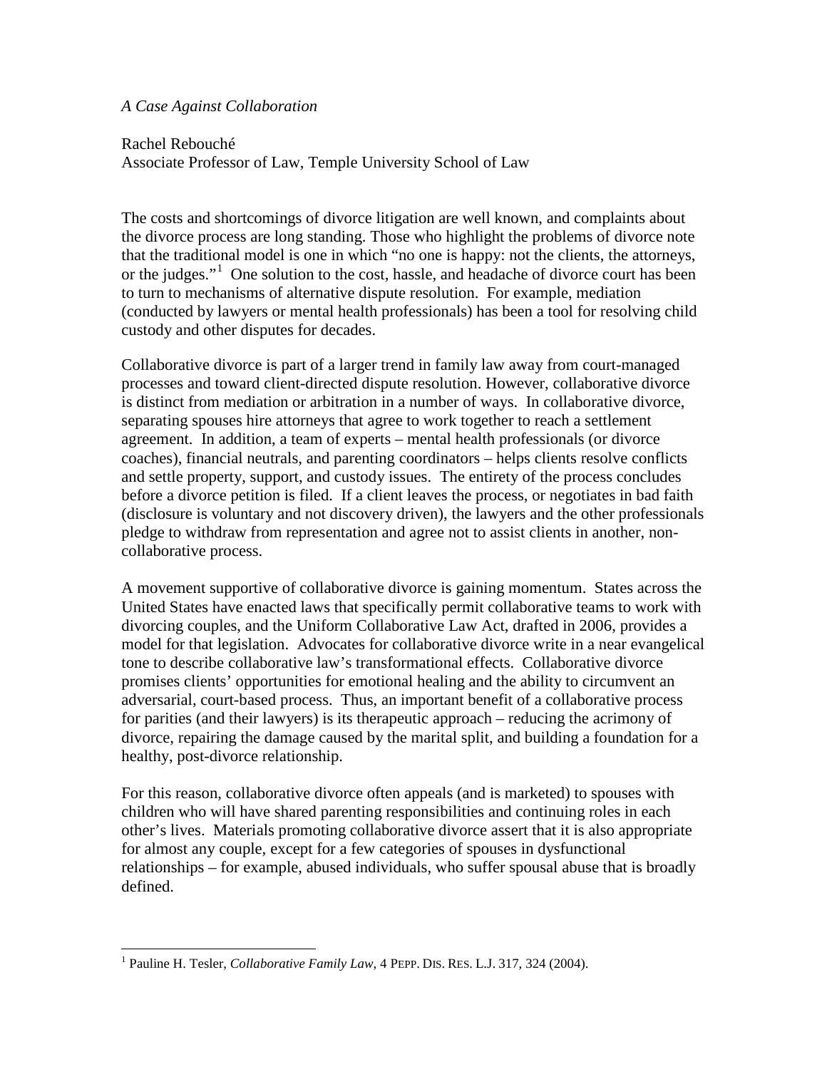*A Case Against Collaboration*

Rachel Rebouché
Associate Professor of Law, Temple University School of Law

The costs and shortcomings of divorce litigation are well known, and complaints about the divorce process are long standing. Those who highlight the problems of divorce note that the traditional model is one in which "no one is happy: not the clients, the attorneys, or the judges."[1] One solution to the cost, hassle, and headache of divorce court has been to turn to mechanisms of alternative dispute resolution. For example, mediation (conducted by lawyers or mental health professionals) has been a tool for resolving child custody and other disputes for decades.

Collaborative divorce is part of a larger trend in family law away from court-managed processes and toward client-directed dispute resolution. However, collaborative divorce is distinct from mediation or arbitration in a number of ways. In collaborative divorce, separating spouses hire attorneys that agree to work together to reach a settlement agreement. In addition, a team of experts – mental health professionals (or divorce coaches), financial neutrals, and parenting coordinators – helps clients resolve conflicts and settle property, support, and custody issues. The entirety of the process concludes before a divorce petition is filed. If a client leaves the process, or negotiates in bad faith (disclosure is voluntary and not discovery driven), the lawyers and the other professionals pledge to withdraw from representation and agree not to assist clients in another, non-collaborative process.

A movement supportive of collaborative divorce is gaining momentum. States across the United States have enacted laws that specifically permit collaborative teams to work with divorcing couples, and the Uniform Collaborative Law Act, drafted in 2006, provides a model for that legislation. Advocates for collaborative divorce write in a near evangelical tone to describe collaborative law's transformational effects. Collaborative divorce promises clients' opportunities for emotional healing and the ability to circumvent an adversarial, court-based process. Thus, an important benefit of a collaborative process for parities (and their lawyers) is its therapeutic approach – reducing the acrimony of divorce, repairing the damage caused by the marital split, and building a foundation for a healthy, post-divorce relationship.

For this reason, collaborative divorce often appeals (and is marketed) to spouses with children who will have shared parenting responsibilities and continuing roles in each other's lives. Materials promoting collaborative divorce assert that it is also appropriate for almost any couple, except for a few categories of spouses in dysfunctional relationships – for example, abused individuals, who suffer spousal abuse that is broadly defined.

---

[1] Pauline H. Tesler, *Collaborative Family Law*, 4 PEPP. DIS. RES. L.J. 317, 324 (2004).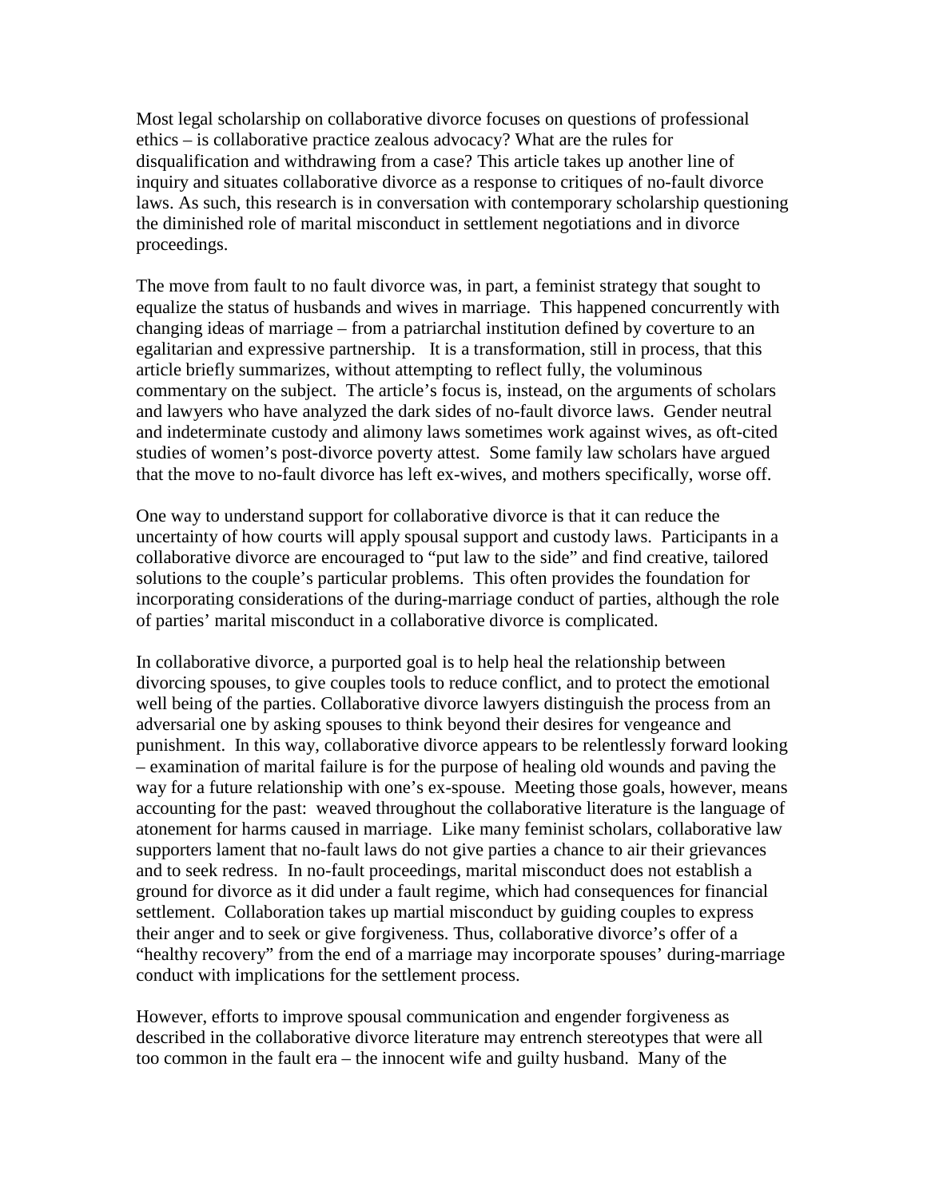Most legal scholarship on collaborative divorce focuses on questions of professional ethics – is collaborative practice zealous advocacy? What are the rules for disqualification and withdrawing from a case? This article takes up another line of inquiry and situates collaborative divorce as a response to critiques of no-fault divorce laws. As such, this research is in conversation with contemporary scholarship questioning the diminished role of marital misconduct in settlement negotiations and in divorce proceedings.

The move from fault to no fault divorce was, in part, a feminist strategy that sought to equalize the status of husbands and wives in marriage. This happened concurrently with changing ideas of marriage – from a patriarchal institution defined by coverture to an egalitarian and expressive partnership. It is a transformation, still in process, that this article briefly summarizes, without attempting to reflect fully, the voluminous commentary on the subject. The article's focus is, instead, on the arguments of scholars and lawyers who have analyzed the dark sides of no-fault divorce laws. Gender neutral and indeterminate custody and alimony laws sometimes work against wives, as oft-cited studies of women's post-divorce poverty attest. Some family law scholars have argued that the move to no-fault divorce has left ex-wives, and mothers specifically, worse off.

One way to understand support for collaborative divorce is that it can reduce the uncertainty of how courts will apply spousal support and custody laws. Participants in a collaborative divorce are encouraged to "put law to the side" and find creative, tailored solutions to the couple's particular problems. This often provides the foundation for incorporating considerations of the during-marriage conduct of parties, although the role of parties' marital misconduct in a collaborative divorce is complicated.

In collaborative divorce, a purported goal is to help heal the relationship between divorcing spouses, to give couples tools to reduce conflict, and to protect the emotional well being of the parties. Collaborative divorce lawyers distinguish the process from an adversarial one by asking spouses to think beyond their desires for vengeance and punishment. In this way, collaborative divorce appears to be relentlessly forward looking – examination of marital failure is for the purpose of healing old wounds and paving the way for a future relationship with one's ex-spouse. Meeting those goals, however, means accounting for the past: weaved throughout the collaborative literature is the language of atonement for harms caused in marriage. Like many feminist scholars, collaborative law supporters lament that no-fault laws do not give parties a chance to air their grievances and to seek redress. In no-fault proceedings, marital misconduct does not establish a ground for divorce as it did under a fault regime, which had consequences for financial settlement. Collaboration takes up martial misconduct by guiding couples to express their anger and to seek or give forgiveness. Thus, collaborative divorce's offer of a "healthy recovery" from the end of a marriage may incorporate spouses' during-marriage conduct with implications for the settlement process.

However, efforts to improve spousal communication and engender forgiveness as described in the collaborative divorce literature may entrench stereotypes that were all too common in the fault era – the innocent wife and guilty husband. Many of the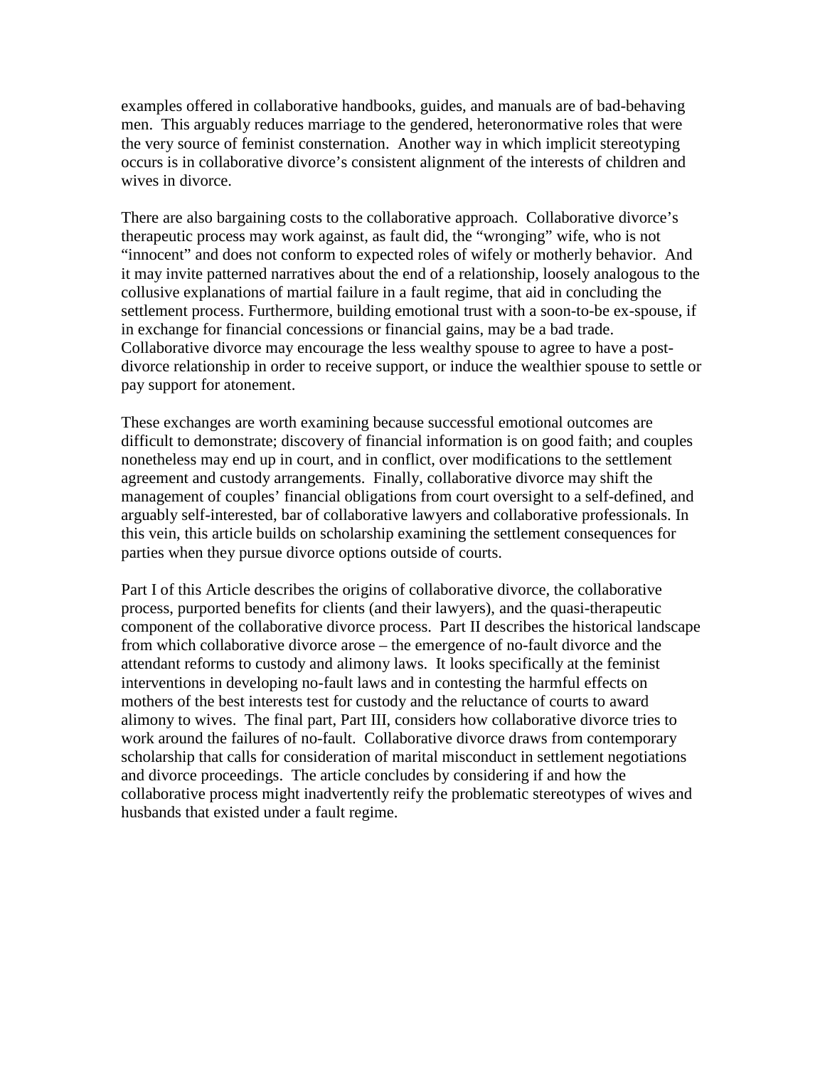examples offered in collaborative handbooks, guides, and manuals are of bad-behaving men. This arguably reduces marriage to the gendered, heteronormative roles that were the very source of feminist consternation. Another way in which implicit stereotyping occurs is in collaborative divorce's consistent alignment of the interests of children and wives in divorce.

There are also bargaining costs to the collaborative approach. Collaborative divorce's therapeutic process may work against, as fault did, the "wronging" wife, who is not "innocent" and does not conform to expected roles of wifely or motherly behavior. And it may invite patterned narratives about the end of a relationship, loosely analogous to the collusive explanations of martial failure in a fault regime, that aid in concluding the settlement process. Furthermore, building emotional trust with a soon-to-be ex-spouse, if in exchange for financial concessions or financial gains, may be a bad trade. Collaborative divorce may encourage the less wealthy spouse to agree to have a post-divorce relationship in order to receive support, or induce the wealthier spouse to settle or pay support for atonement.

These exchanges are worth examining because successful emotional outcomes are difficult to demonstrate; discovery of financial information is on good faith; and couples nonetheless may end up in court, and in conflict, over modifications to the settlement agreement and custody arrangements. Finally, collaborative divorce may shift the management of couples' financial obligations from court oversight to a self-defined, and arguably self-interested, bar of collaborative lawyers and collaborative professionals. In this vein, this article builds on scholarship examining the settlement consequences for parties when they pursue divorce options outside of courts.

Part I of this Article describes the origins of collaborative divorce, the collaborative process, purported benefits for clients (and their lawyers), and the quasi-therapeutic component of the collaborative divorce process. Part II describes the historical landscape from which collaborative divorce arose – the emergence of no-fault divorce and the attendant reforms to custody and alimony laws. It looks specifically at the feminist interventions in developing no-fault laws and in contesting the harmful effects on mothers of the best interests test for custody and the reluctance of courts to award alimony to wives. The final part, Part III, considers how collaborative divorce tries to work around the failures of no-fault. Collaborative divorce draws from contemporary scholarship that calls for consideration of marital misconduct in settlement negotiations and divorce proceedings. The article concludes by considering if and how the collaborative process might inadvertently reify the problematic stereotypes of wives and husbands that existed under a fault regime.